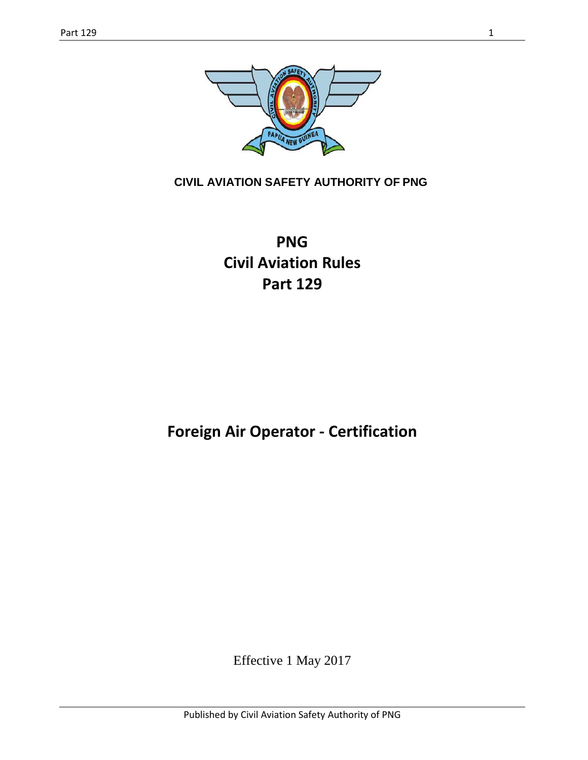**CIVIL AVIATION SAFETY AUTHORITY OF PNG**

# PNG
# Civil Aviation Rules
# Part 129

# Foreign Air Operator - Certification

Effective 1 May 2017

Published by Civil Aviation Safety Authority of PNG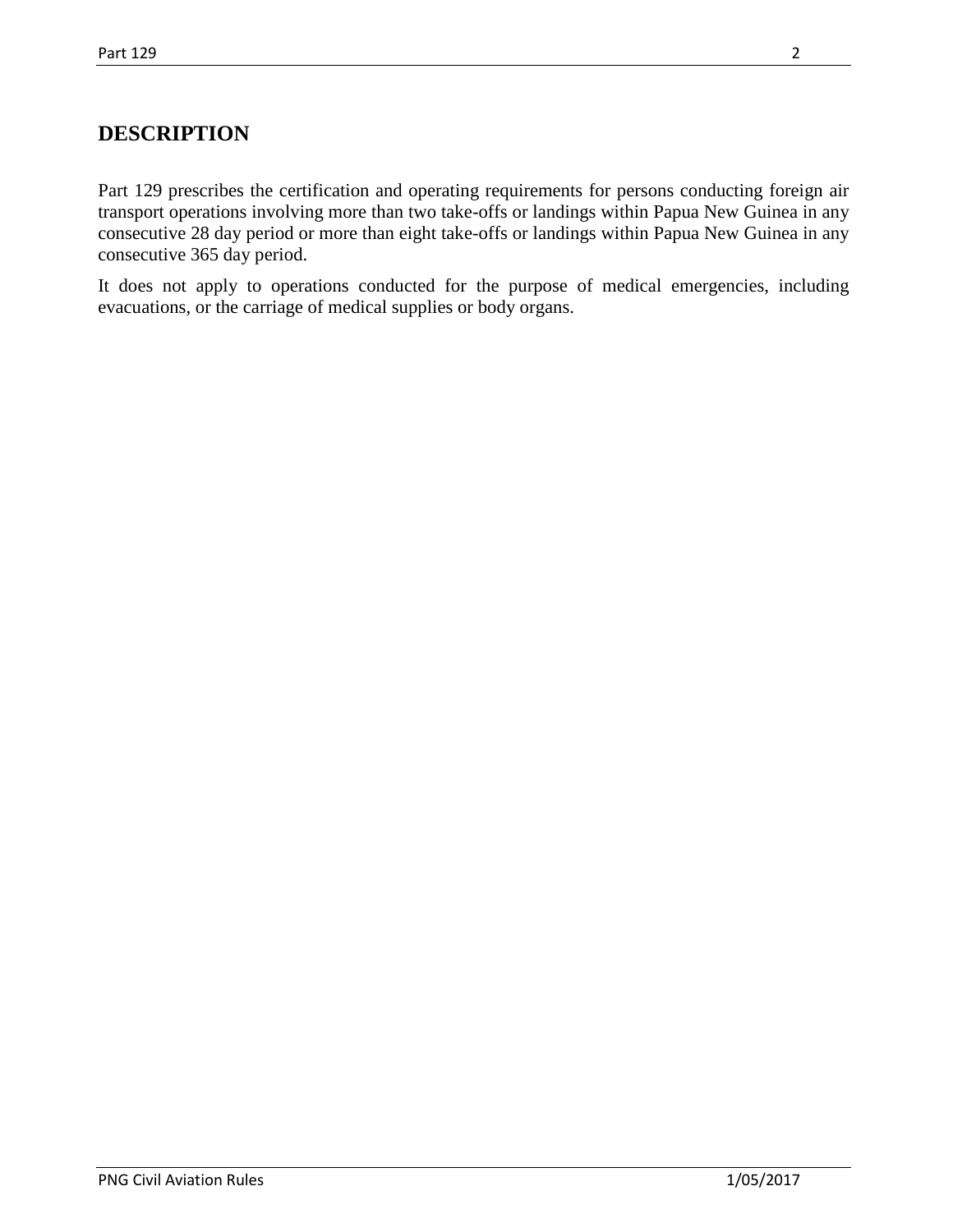# DESCRIPTION

Part 129 prescribes the certification and operating requirements for persons conducting foreign air transport operations involving more than two take-offs or landings within Papua New Guinea in any consecutive 28 day period or more than eight take-offs or landings within Papua New Guinea in any consecutive 365 day period.

It does not apply to operations conducted for the purpose of medical emergencies, including evacuations, or the carriage of medical supplies or body organs.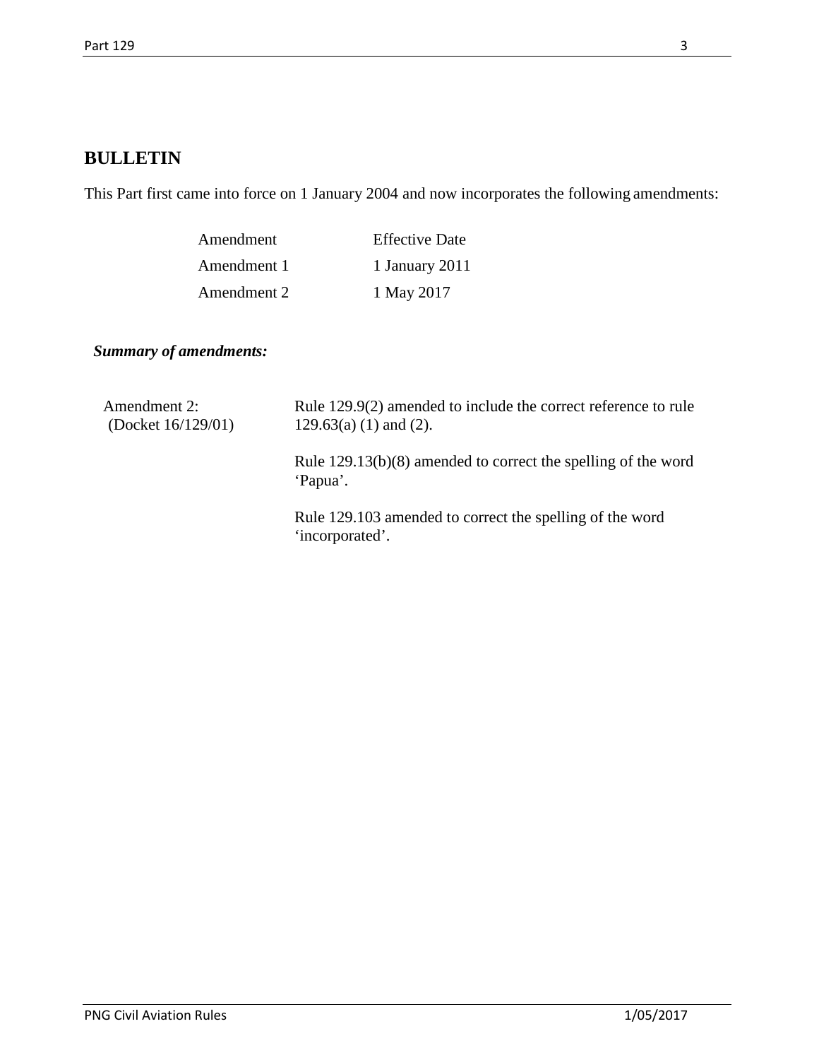## BULLETIN

This Part first came into force on 1 January 2004 and now incorporates the following amendments:

| Amendment | Effective Date |
|---|---|
| Amendment 1 | 1 January 2011 |
| Amendment 2 | 1 May 2017 |

***Summary of amendments:***

| | |
|---|---|
| Amendment 2: (Docket 16/129/01) | Rule 129.9(2) amended to include the correct reference to rule 129.63(a) (1) and (2). |
| | Rule 129.13(b)(8) amended to correct the spelling of the word 'Papua'. |
| | Rule 129.103 amended to correct the spelling of the word 'incorporated'. |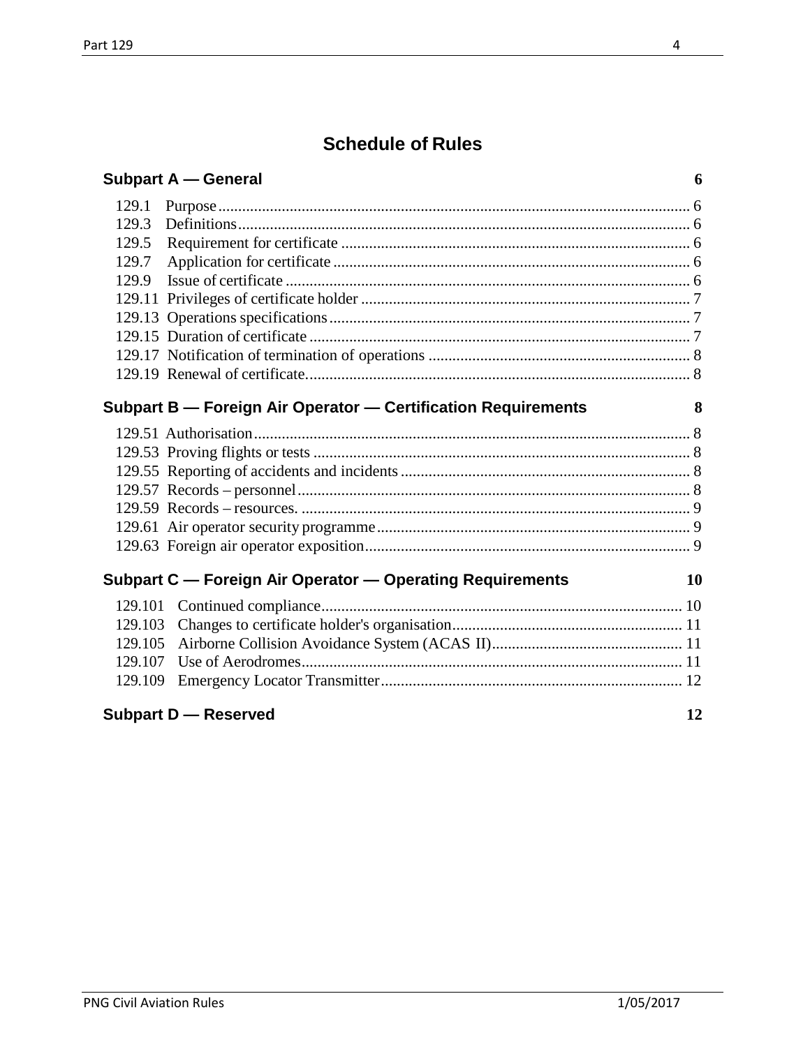# Schedule of Rules

## Subpart A — General 6

129.1 Purpose 6
129.3 Definitions 6
129.5 Requirement for certificate 6
129.7 Application for certificate 6
129.9 Issue of certificate 6
129.11 Privileges of certificate holder 7
129.13 Operations specifications 7
129.15 Duration of certificate 7
129.17 Notification of termination of operations 8
129.19 Renewal of certificate. 8

## Subpart B — Foreign Air Operator — Certification Requirements 8

129.51 Authorisation 8
129.53 Proving flights or tests 8
129.55 Reporting of accidents and incidents 8
129.57 Records – personnel 8
129.59 Records – resources. 9
129.61 Air operator security programme 9
129.63 Foreign air operator exposition 9

## Subpart C — Foreign Air Operator — Operating Requirements 10

129.101 Continued compliance 10
129.103 Changes to certificate holder's organisation 11
129.105 Airborne Collision Avoidance System (ACAS II) 11
129.107 Use of Aerodromes 11
129.109 Emergency Locator Transmitter 12

## Subpart D — Reserved 12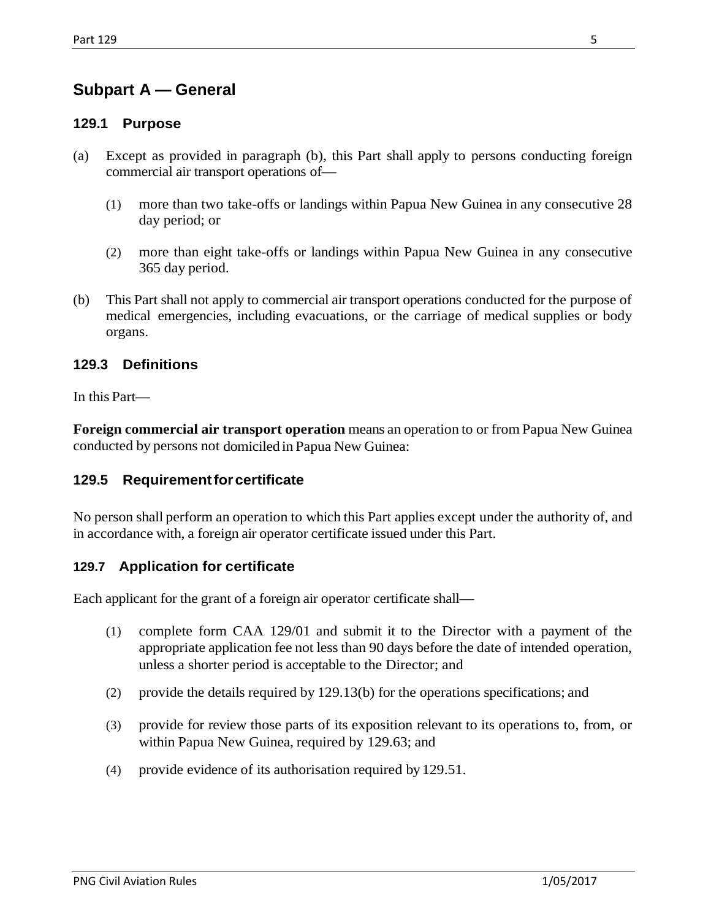## Subpart A — General

### 129.1 Purpose

(a) Except as provided in paragraph (b), this Part shall apply to persons conducting foreign commercial air transport operations of—

(1) more than two take-offs or landings within Papua New Guinea in any consecutive 28 day period; or

(2) more than eight take-offs or landings within Papua New Guinea in any consecutive 365 day period.

(b) This Part shall not apply to commercial air transport operations conducted for the purpose of medical emergencies, including evacuations, or the carriage of medical supplies or body organs.

### 129.3 Definitions

In this Part—

**Foreign commercial air transport operation** means an operation to or from Papua New Guinea conducted by persons not domiciled in Papua New Guinea:

### 129.5 Requirement for certificate

No person shall perform an operation to which this Part applies except under the authority of, and in accordance with, a foreign air operator certificate issued under this Part.

### 129.7 Application for certificate

Each applicant for the grant of a foreign air operator certificate shall—

(1) complete form CAA 129/01 and submit it to the Director with a payment of the appropriate application fee not less than 90 days before the date of intended operation, unless a shorter period is acceptable to the Director; and

(2) provide the details required by 129.13(b) for the operations specifications; and

(3) provide for review those parts of its exposition relevant to its operations to, from, or within Papua New Guinea, required by 129.63; and

(4) provide evidence of its authorisation required by 129.51.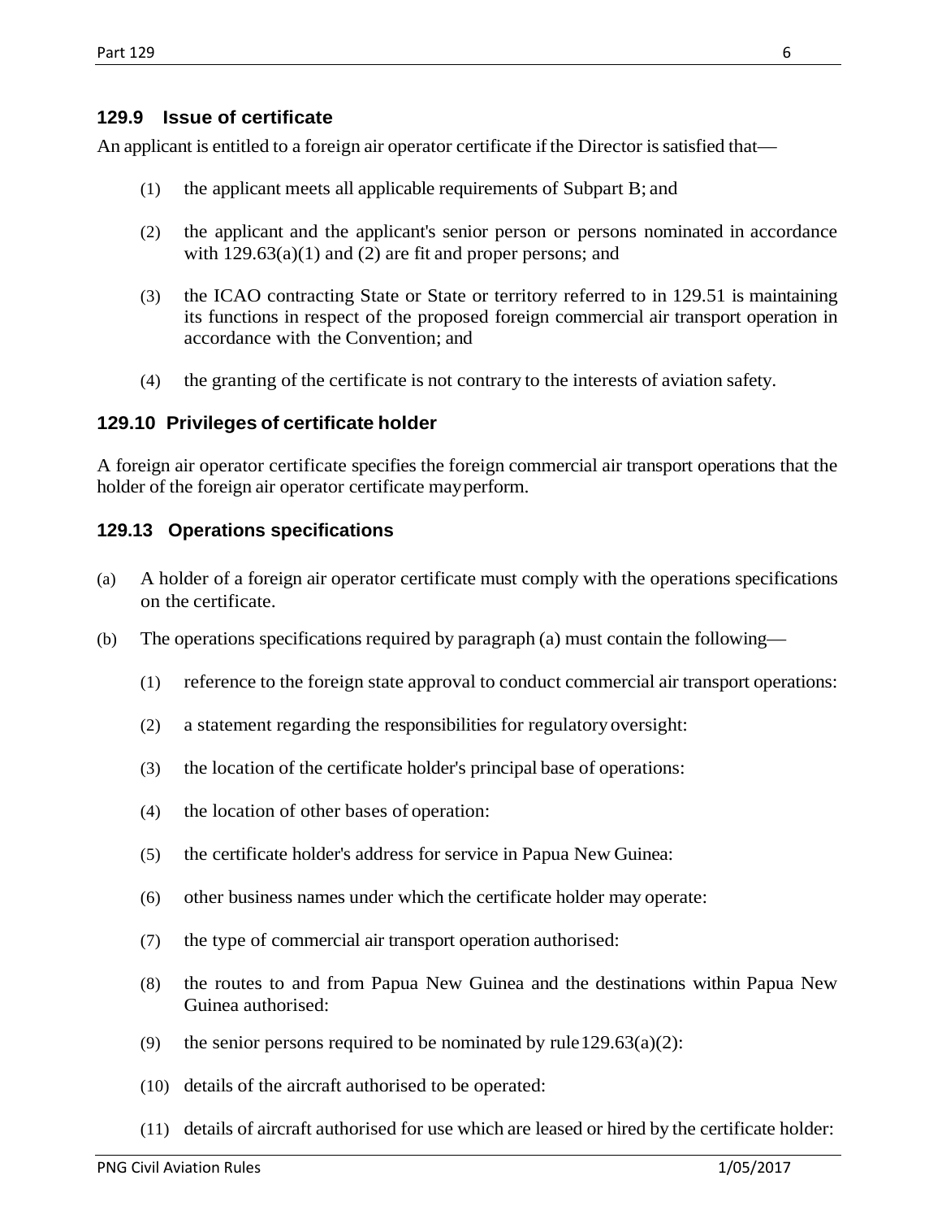### 129.9 Issue of certificate

An applicant is entitled to a foreign air operator certificate if the Director is satisfied that—

(1) the applicant meets all applicable requirements of Subpart B; and

(2) the applicant and the applicant's senior person or persons nominated in accordance with 129.63(a)(1) and (2) are fit and proper persons; and

(3) the ICAO contracting State or State or territory referred to in 129.51 is maintaining its functions in respect of the proposed foreign commercial air transport operation in accordance with the Convention; and

(4) the granting of the certificate is not contrary to the interests of aviation safety.

### 129.10 Privileges of certificate holder

A foreign air operator certificate specifies the foreign commercial air transport operations that the holder of the foreign air operator certificate may perform.

### 129.13 Operations specifications

(a) A holder of a foreign air operator certificate must comply with the operations specifications on the certificate.

(b) The operations specifications required by paragraph (a) must contain the following—

(1) reference to the foreign state approval to conduct commercial air transport operations:

(2) a statement regarding the responsibilities for regulatory oversight:

(3) the location of the certificate holder's principal base of operations:

(4) the location of other bases of operation:

(5) the certificate holder's address for service in Papua New Guinea:

(6) other business names under which the certificate holder may operate:

(7) the type of commercial air transport operation authorised:

(8) the routes to and from Papua New Guinea and the destinations within Papua New Guinea authorised:

(9) the senior persons required to be nominated by rule 129.63(a)(2):

(10) details of the aircraft authorised to be operated:

(11) details of aircraft authorised for use which are leased or hired by the certificate holder: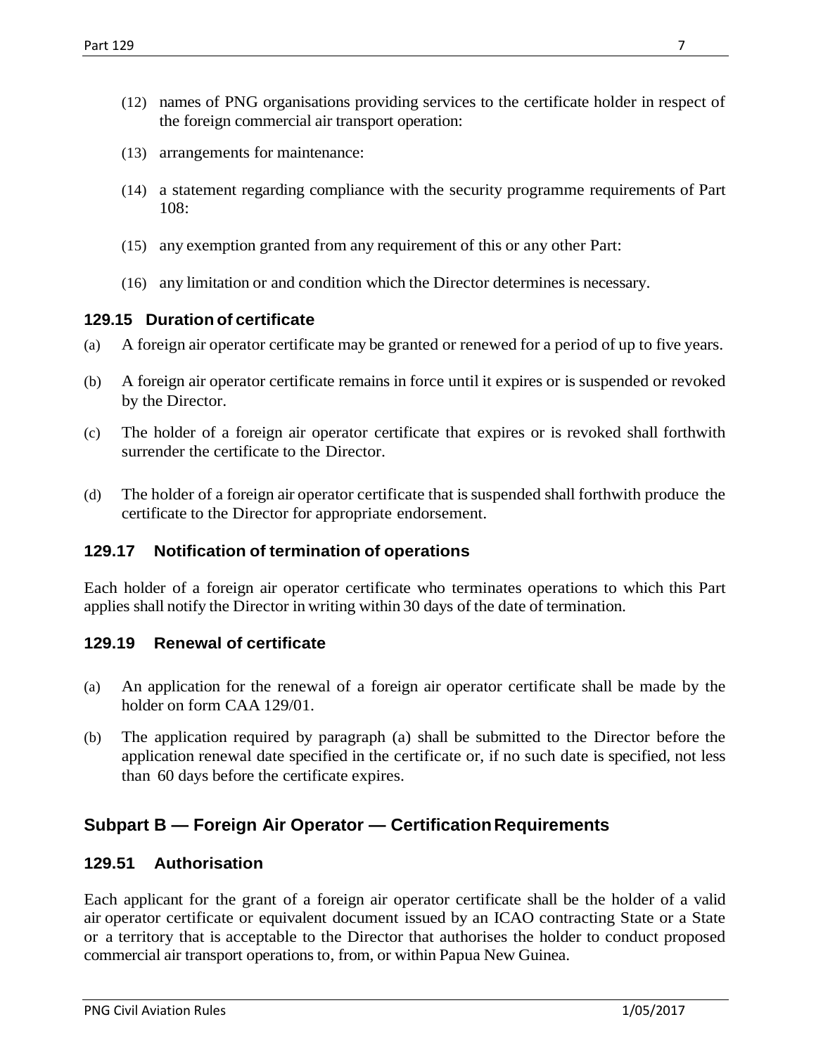(12) names of PNG organisations providing services to the certificate holder in respect of the foreign commercial air transport operation:

(13) arrangements for maintenance:

(14) a statement regarding compliance with the security programme requirements of Part 108:

(15) any exemption granted from any requirement of this or any other Part:

(16) any limitation or and condition which the Director determines is necessary.

### 129.15 Duration of certificate

(a) A foreign air operator certificate may be granted or renewed for a period of up to five years.

(b) A foreign air operator certificate remains in force until it expires or is suspended or revoked by the Director.

(c) The holder of a foreign air operator certificate that expires or is revoked shall forthwith surrender the certificate to the Director.

(d) The holder of a foreign air operator certificate that is suspended shall forthwith produce the certificate to the Director for appropriate endorsement.

### 129.17 Notification of termination of operations

Each holder of a foreign air operator certificate who terminates operations to which this Part applies shall notify the Director in writing within 30 days of the date of termination.

### 129.19 Renewal of certificate

(a) An application for the renewal of a foreign air operator certificate shall be made by the holder on form CAA 129/01.

(b) The application required by paragraph (a) shall be submitted to the Director before the application renewal date specified in the certificate or, if no such date is specified, not less than 60 days before the certificate expires.

## Subpart B — Foreign Air Operator — Certification Requirements

### 129.51 Authorisation

Each applicant for the grant of a foreign air operator certificate shall be the holder of a valid air operator certificate or equivalent document issued by an ICAO contracting State or a State or a territory that is acceptable to the Director that authorises the holder to conduct proposed commercial air transport operations to, from, or within Papua New Guinea.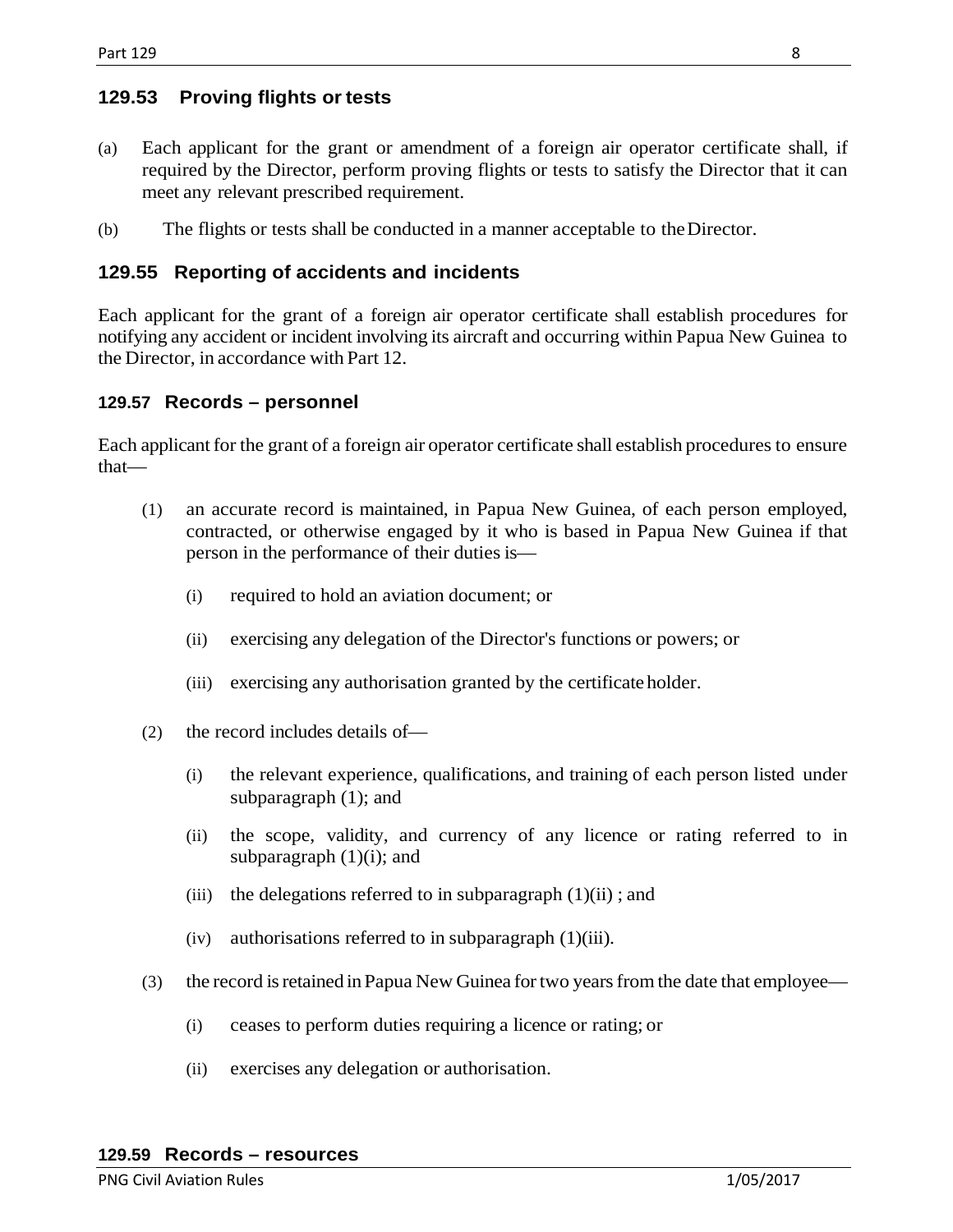## 129.53 Proving flights or tests

(a) Each applicant for the grant or amendment of a foreign air operator certificate shall, if required by the Director, perform proving flights or tests to satisfy the Director that it can meet any relevant prescribed requirement.

(b) The flights or tests shall be conducted in a manner acceptable to the Director.

## 129.55 Reporting of accidents and incidents

Each applicant for the grant of a foreign air operator certificate shall establish procedures for notifying any accident or incident involving its aircraft and occurring within Papua New Guinea to the Director, in accordance with Part 12.

## 129.57 Records – personnel

Each applicant for the grant of a foreign air operator certificate shall establish procedures to ensure that—

(1) an accurate record is maintained, in Papua New Guinea, of each person employed, contracted, or otherwise engaged by it who is based in Papua New Guinea if that person in the performance of their duties is—

(i) required to hold an aviation document; or

(ii) exercising any delegation of the Director's functions or powers; or

(iii) exercising any authorisation granted by the certificate holder.

(2) the record includes details of—

(i) the relevant experience, qualifications, and training of each person listed under subparagraph (1); and

(ii) the scope, validity, and currency of any licence or rating referred to in subparagraph (1)(i); and

(iii) the delegations referred to in subparagraph (1)(ii) ; and

(iv) authorisations referred to in subparagraph (1)(iii).

(3) the record is retained in Papua New Guinea for two years from the date that employee—

(i) ceases to perform duties requiring a licence or rating; or

(ii) exercises any delegation or authorisation.

## 129.59 Records – resources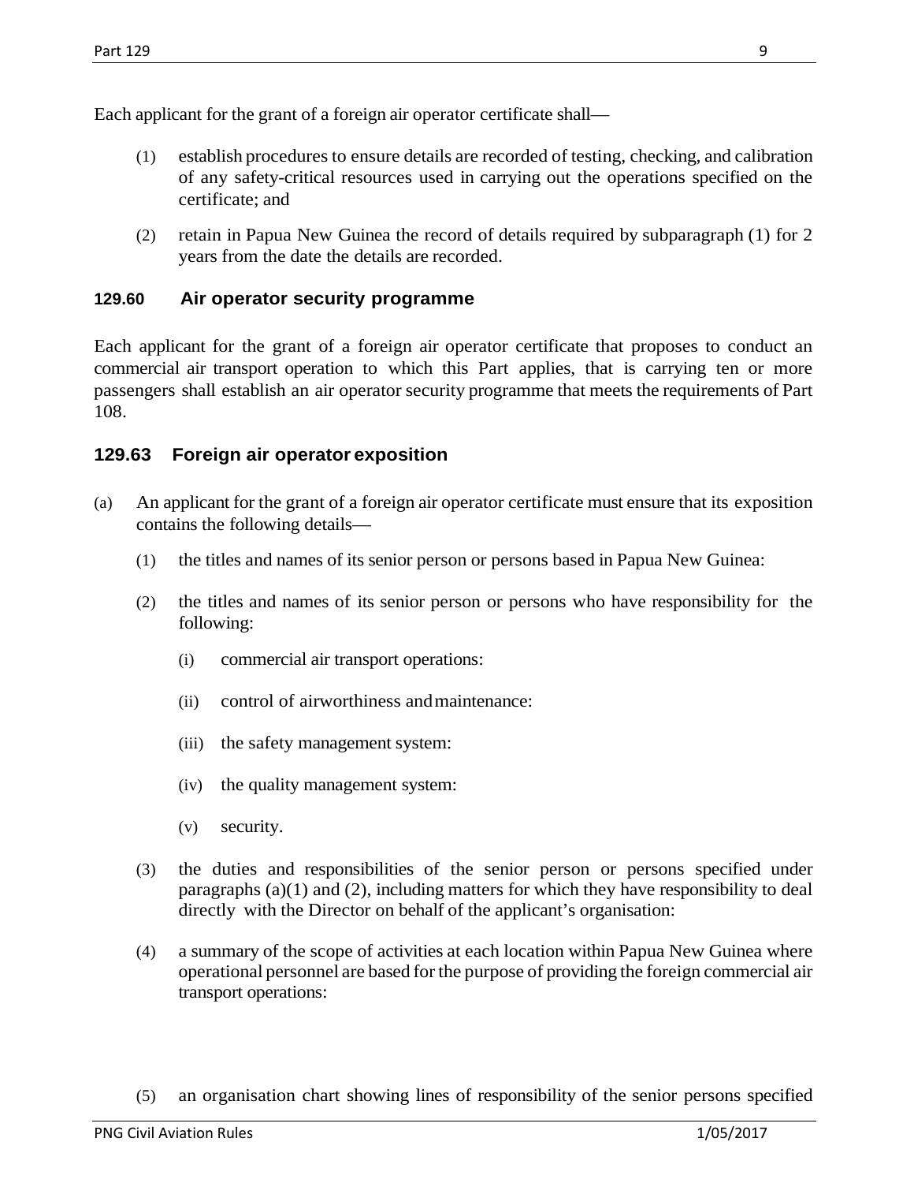Each applicant for the grant of a foreign air operator certificate shall—

(1) establish procedures to ensure details are recorded of testing, checking, and calibration of any safety-critical resources used in carrying out the operations specified on the certificate; and

(2) retain in Papua New Guinea the record of details required by subparagraph (1) for 2 years from the date the details are recorded.

#### 129.60 Air operator security programme

Each applicant for the grant of a foreign air operator certificate that proposes to conduct an commercial air transport operation to which this Part applies, that is carrying ten or more passengers shall establish an air operator security programme that meets the requirements of Part 108.

### 129.63 Foreign air operator exposition

(a) An applicant for the grant of a foreign air operator certificate must ensure that its exposition contains the following details—

(1) the titles and names of its senior person or persons based in Papua New Guinea:

(2) the titles and names of its senior person or persons who have responsibility for the following:

(i) commercial air transport operations:

(ii) control of airworthiness and maintenance:

(iii) the safety management system:

(iv) the quality management system:

(v) security.

(3) the duties and responsibilities of the senior person or persons specified under paragraphs (a)(1) and (2), including matters for which they have responsibility to deal directly with the Director on behalf of the applicant's organisation:

(4) a summary of the scope of activities at each location within Papua New Guinea where operational personnel are based for the purpose of providing the foreign commercial air transport operations:

(5) an organisation chart showing lines of responsibility of the senior persons specified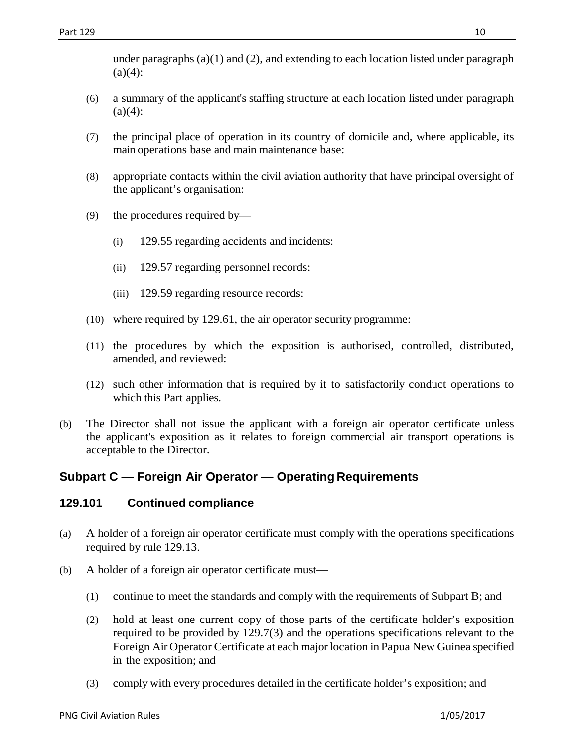under paragraphs (a)(1) and (2), and extending to each location listed under paragraph (a)(4):

(6) a summary of the applicant's staffing structure at each location listed under paragraph (a)(4):

(7) the principal place of operation in its country of domicile and, where applicable, its main operations base and main maintenance base:

(8) appropriate contacts within the civil aviation authority that have principal oversight of the applicant's organisation:

(9) the procedures required by—

   (i) 129.55 regarding accidents and incidents:

   (ii) 129.57 regarding personnel records:

   (iii) 129.59 regarding resource records:

(10) where required by 129.61, the air operator security programme:

(11) the procedures by which the exposition is authorised, controlled, distributed, amended, and reviewed:

(12) such other information that is required by it to satisfactorily conduct operations to which this Part applies.

(b) The Director shall not issue the applicant with a foreign air operator certificate unless the applicant's exposition as it relates to foreign commercial air transport operations is acceptable to the Director.

## Subpart C — Foreign Air Operator — Operating Requirements

### 129.101 Continued compliance

(a) A holder of a foreign air operator certificate must comply with the operations specifications required by rule 129.13.

(b) A holder of a foreign air operator certificate must—

   (1) continue to meet the standards and comply with the requirements of Subpart B; and

   (2) hold at least one current copy of those parts of the certificate holder's exposition required to be provided by 129.7(3) and the operations specifications relevant to the Foreign Air Operator Certificate at each major location in Papua New Guinea specified in the exposition; and

   (3) comply with every procedures detailed in the certificate holder's exposition; and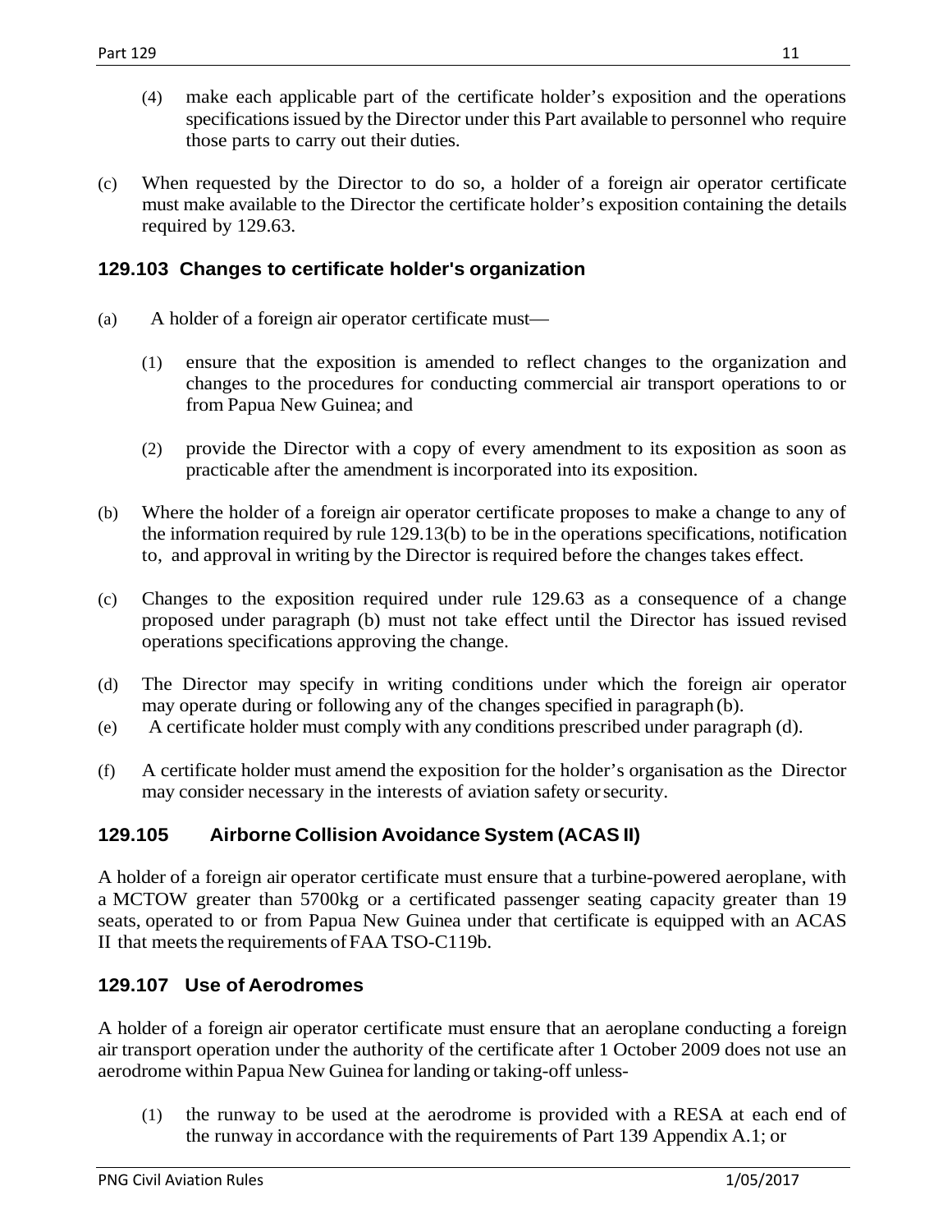(4) make each applicable part of the certificate holder's exposition and the operations specifications issued by the Director under this Part available to personnel who require those parts to carry out their duties.

(c) When requested by the Director to do so, a holder of a foreign air operator certificate must make available to the Director the certificate holder's exposition containing the details required by 129.63.

### 129.103 Changes to certificate holder's organization

(a) A holder of a foreign air operator certificate must—

(1) ensure that the exposition is amended to reflect changes to the organization and changes to the procedures for conducting commercial air transport operations to or from Papua New Guinea; and

(2) provide the Director with a copy of every amendment to its exposition as soon as practicable after the amendment is incorporated into its exposition.

(b) Where the holder of a foreign air operator certificate proposes to make a change to any of the information required by rule 129.13(b) to be in the operations specifications, notification to, and approval in writing by the Director is required before the changes takes effect.

(c) Changes to the exposition required under rule 129.63 as a consequence of a change proposed under paragraph (b) must not take effect until the Director has issued revised operations specifications approving the change.

(d) The Director may specify in writing conditions under which the foreign air operator may operate during or following any of the changes specified in paragraph (b).

(e) A certificate holder must comply with any conditions prescribed under paragraph (d).

(f) A certificate holder must amend the exposition for the holder's organisation as the Director may consider necessary in the interests of aviation safety or security.

### 129.105 Airborne Collision Avoidance System (ACAS II)

A holder of a foreign air operator certificate must ensure that a turbine-powered aeroplane, with a MCTOW greater than 5700kg or a certificated passenger seating capacity greater than 19 seats, operated to or from Papua New Guinea under that certificate is equipped with an ACAS II that meets the requirements of FAA TSO-C119b.

### 129.107 Use of Aerodromes

A holder of a foreign air operator certificate must ensure that an aeroplane conducting a foreign air transport operation under the authority of the certificate after 1 October 2009 does not use an aerodrome within Papua New Guinea for landing or taking-off unless-

(1) the runway to be used at the aerodrome is provided with a RESA at each end of the runway in accordance with the requirements of Part 139 Appendix A.1; or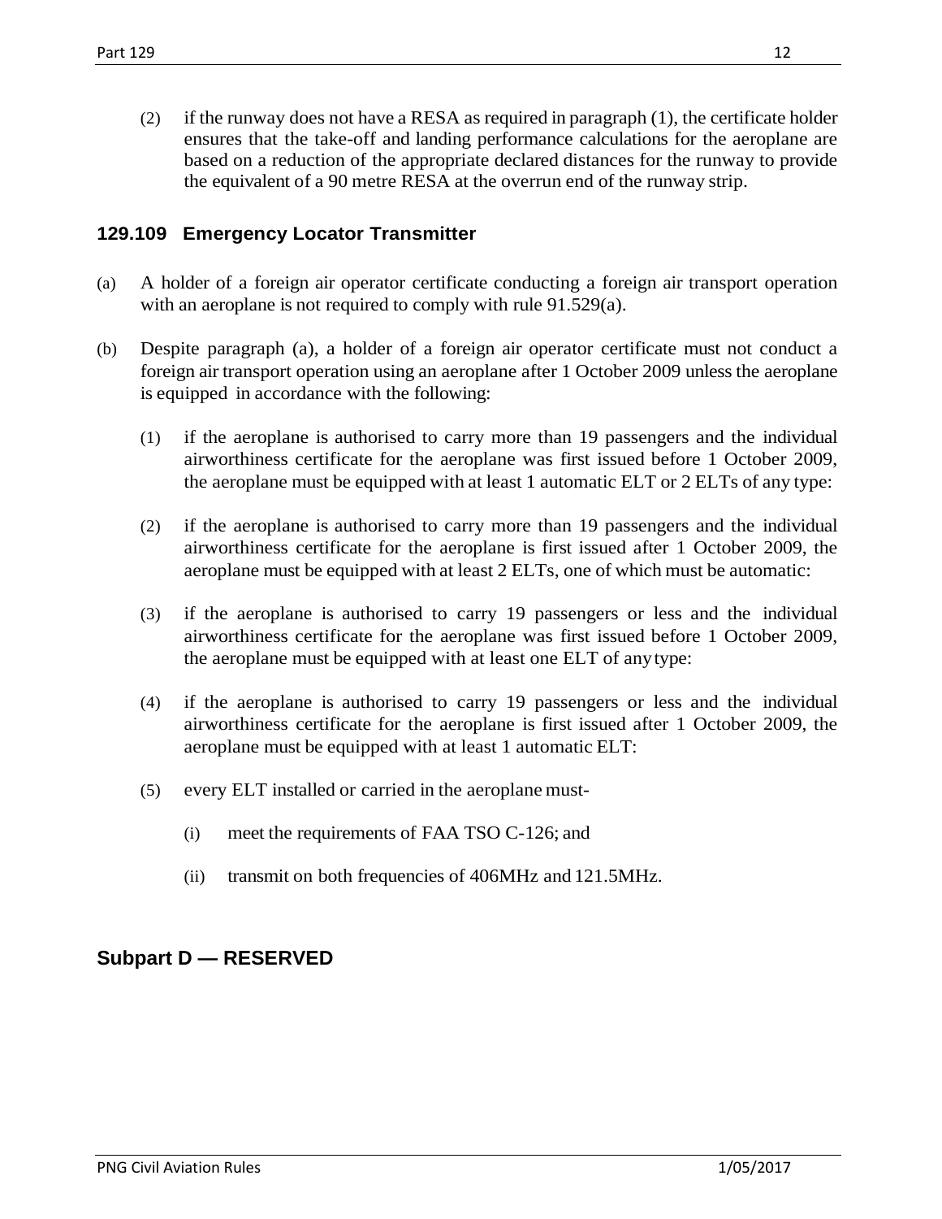(2) if the runway does not have a RESA as required in paragraph (1), the certificate holder ensures that the take-off and landing performance calculations for the aeroplane are based on a reduction of the appropriate declared distances for the runway to provide the equivalent of a 90 metre RESA at the overrun end of the runway strip.

### 129.109 Emergency Locator Transmitter

(a) A holder of a foreign air operator certificate conducting a foreign air transport operation with an aeroplane is not required to comply with rule 91.529(a).

(b) Despite paragraph (a), a holder of a foreign air operator certificate must not conduct a foreign air transport operation using an aeroplane after 1 October 2009 unless the aeroplane is equipped in accordance with the following:

(1) if the aeroplane is authorised to carry more than 19 passengers and the individual airworthiness certificate for the aeroplane was first issued before 1 October 2009, the aeroplane must be equipped with at least 1 automatic ELT or 2 ELTs of any type:

(2) if the aeroplane is authorised to carry more than 19 passengers and the individual airworthiness certificate for the aeroplane is first issued after 1 October 2009, the aeroplane must be equipped with at least 2 ELTs, one of which must be automatic:

(3) if the aeroplane is authorised to carry 19 passengers or less and the individual airworthiness certificate for the aeroplane was first issued before 1 October 2009, the aeroplane must be equipped with at least one ELT of any type:

(4) if the aeroplane is authorised to carry 19 passengers or less and the individual airworthiness certificate for the aeroplane is first issued after 1 October 2009, the aeroplane must be equipped with at least 1 automatic ELT:

(5) every ELT installed or carried in the aeroplane must-

(i) meet the requirements of FAA TSO C-126; and

(ii) transmit on both frequencies of 406MHz and 121.5MHz.

## Subpart D — RESERVED